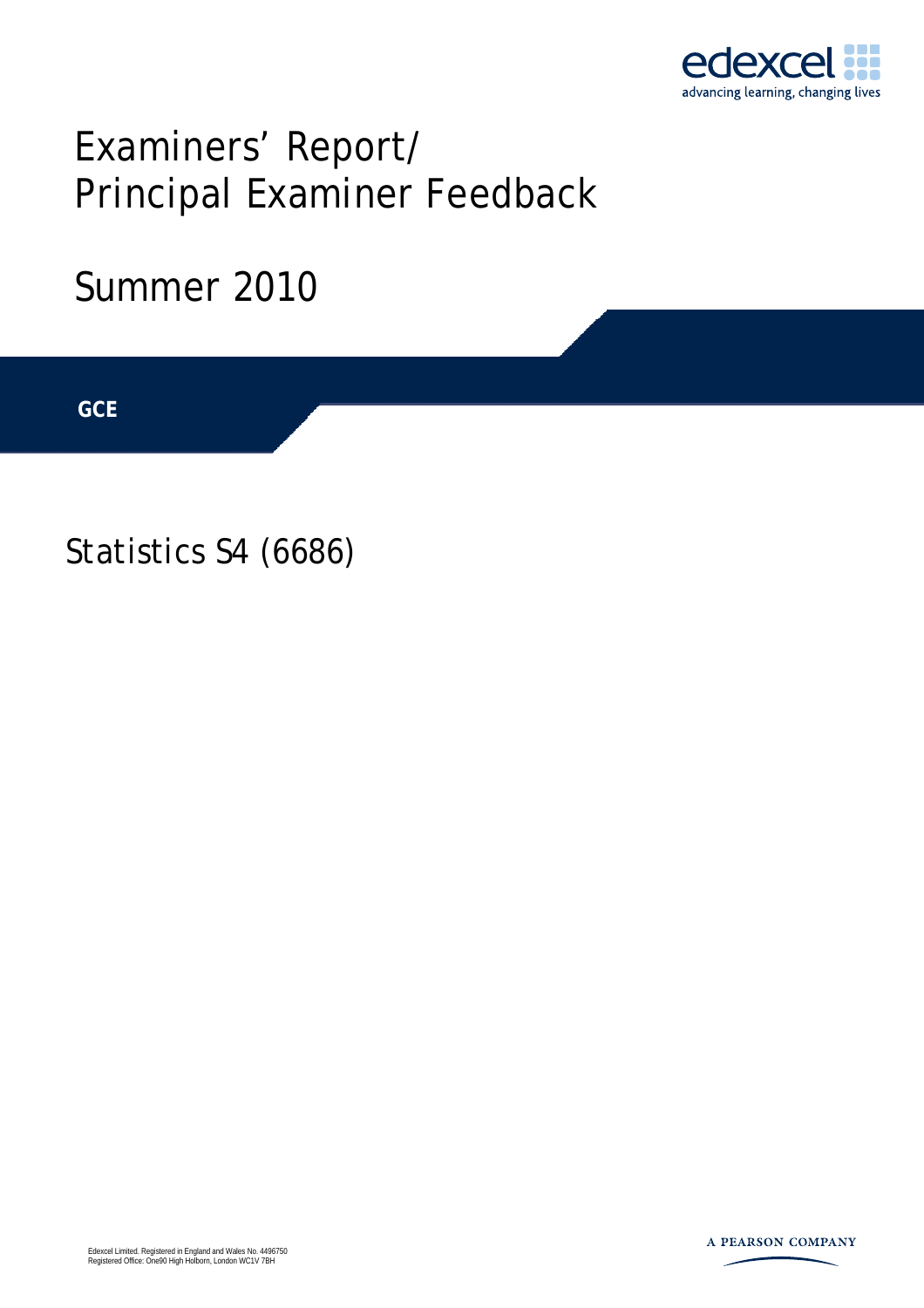edexcel

advancing learning, changing lives

# Examiners' Report/ Principal Examiner Feedback

## Summer 2010

**GCE**

## Statistics S4 (6686)

Edexcel Limited. Registered in England and Wales No. 4496750
Registered Office: One90 High Holborn, London WC1V 7BH

A PEARSON COMPANY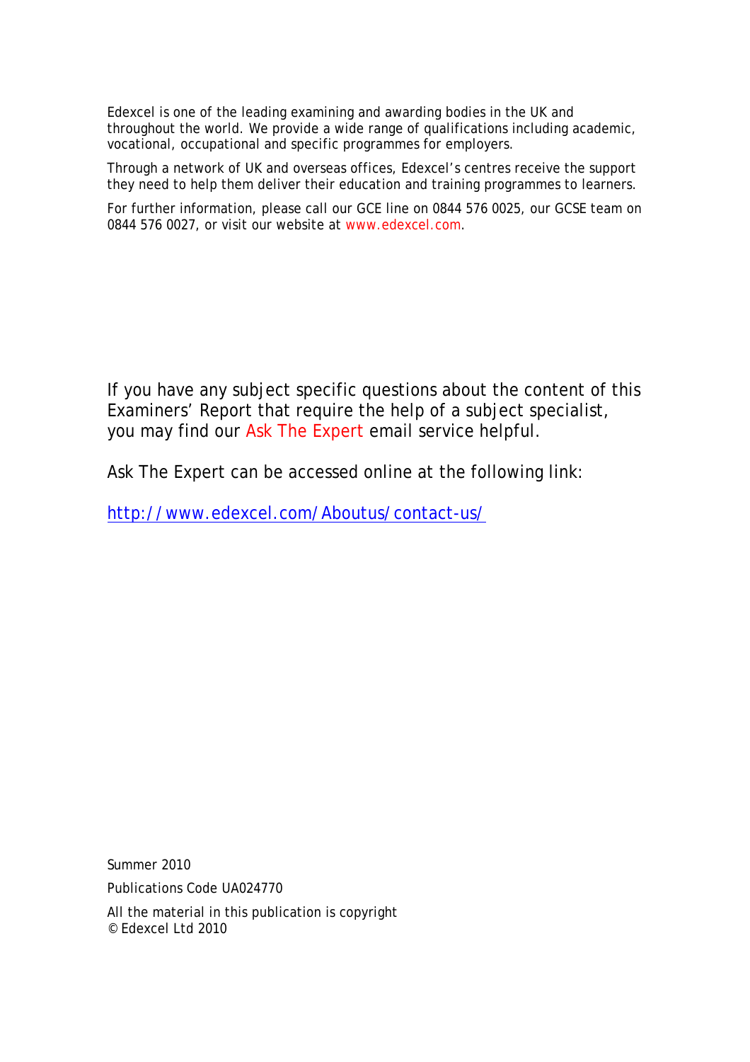Edexcel is one of the leading examining and awarding bodies in the UK and throughout the world. We provide a wide range of qualifications including academic, vocational, occupational and specific programmes for employers.

Through a network of UK and overseas offices, Edexcel's centres receive the support they need to help them deliver their education and training programmes to learners.

For further information, please call our GCE line on 0844 576 0025, our GCSE team on 0844 576 0027, or visit our website at www.edexcel.com.

If you have any subject specific questions about the content of this Examiners' Report that require the help of a subject specialist, you may find our Ask The Expert email service helpful.

Ask The Expert can be accessed online at the following link:

http://www.edexcel.com/Aboutus/contact-us/

Summer 2010

Publications Code UA024770

All the material in this publication is copyright
© Edexcel Ltd 2010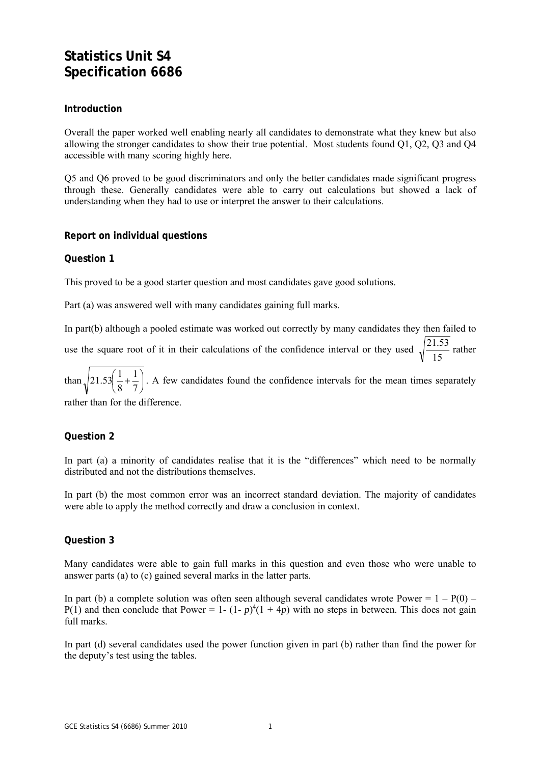# Statistics Unit S4
# Specification 6686

### Introduction

Overall the paper worked well enabling nearly all candidates to demonstrate what they knew but also allowing the stronger candidates to show their true potential. Most students found Q1, Q2, Q3 and Q4 accessible with many scoring highly here.

Q5 and Q6 proved to be good discriminators and only the better candidates made significant progress through these. Generally candidates were able to carry out calculations but showed a lack of understanding when they had to use or interpret the answer to their calculations.

### Report on individual questions

### Question 1

This proved to be a good starter question and most candidates gave good solutions.

Part (a) was answered well with many candidates gaining full marks.

In part(b) although a pooled estimate was worked out correctly by many candidates they then failed to use the square root of it in their calculations of the confidence interval or they used $\sqrt{\frac{21.53}{15}}$ rather than $\sqrt{21.53\left(\frac{1}{8}+\frac{1}{7}\right)}$. A few candidates found the confidence intervals for the mean times separately rather than for the difference.

### Question 2

In part (a) a minority of candidates realise that it is the "differences" which need to be normally distributed and not the distributions themselves.

In part (b) the most common error was an incorrect standard deviation. The majority of candidates were able to apply the method correctly and draw a conclusion in context.

### Question 3

Many candidates were able to gain full marks in this question and even those who were unable to answer parts (a) to (c) gained several marks in the latter parts.

In part (b) a complete solution was often seen although several candidates wrote Power = 1 – P(0) – P(1) and then conclude that Power = $1 - (1 - p)^4(1 + 4p)$ with no steps in between. This does not gain full marks.

In part (d) several candidates used the power function given in part (b) rather than find the power for the deputy's test using the tables.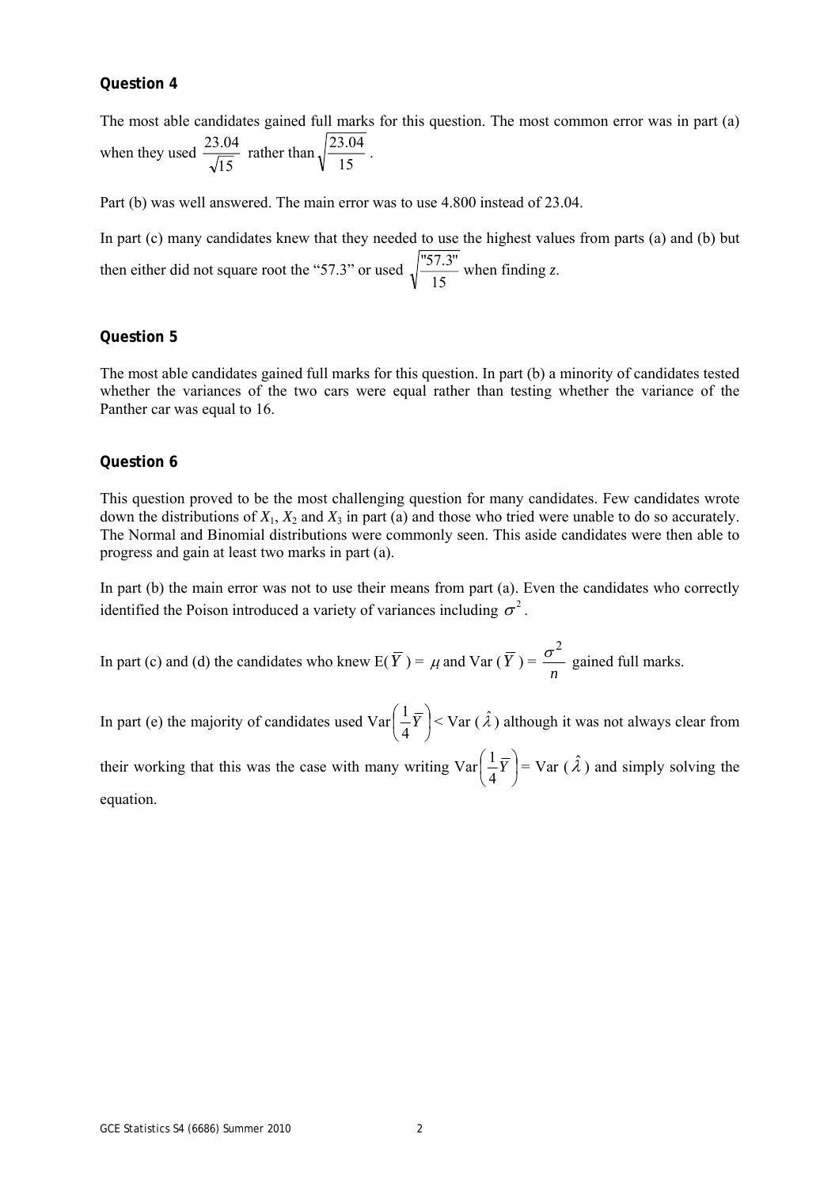### Question 4

The most able candidates gained full marks for this question. The most common error was in part (a) when they used $\frac{23.04}{\sqrt{15}}$ rather than $\sqrt{\frac{23.04}{15}}$.

Part (b) was well answered. The main error was to use 4.800 instead of 23.04.

In part (c) many candidates knew that they needed to use the highest values from parts (a) and (b) but then either did not square root the "57.3" or used $\sqrt{\frac{\text{"57.3"}}{15}}$ when finding *z*.

### Question 5

The most able candidates gained full marks for this question. In part (b) a minority of candidates tested whether the variances of the two cars were equal rather than testing whether the variance of the Panther car was equal to 16.

### Question 6

This question proved to be the most challenging question for many candidates. Few candidates wrote down the distributions of $X_1$, $X_2$ and $X_3$ in part (a) and those who tried were unable to do so accurately. The Normal and Binomial distributions were commonly seen. This aside candidates were then able to progress and gain at least two marks in part (a).

In part (b) the main error was not to use their means from part (a). Even the candidates who correctly identified the Poison introduced a variety of variances including $\sigma^2$.

In part (c) and (d) the candidates who knew $\text{E}(\overline{Y}) = \mu$ and $\text{Var}(\overline{Y}) = \frac{\sigma^2}{n}$ gained full marks.

In part (e) the majority of candidates used $\text{Var}\left(\frac{1}{4}\overline{Y}\right) < \text{Var}(\hat{\lambda})$ although it was not always clear from their working that this was the case with many writing $\text{Var}\left(\frac{1}{4}\overline{Y}\right) = \text{Var}(\hat{\lambda})$ and simply solving the equation.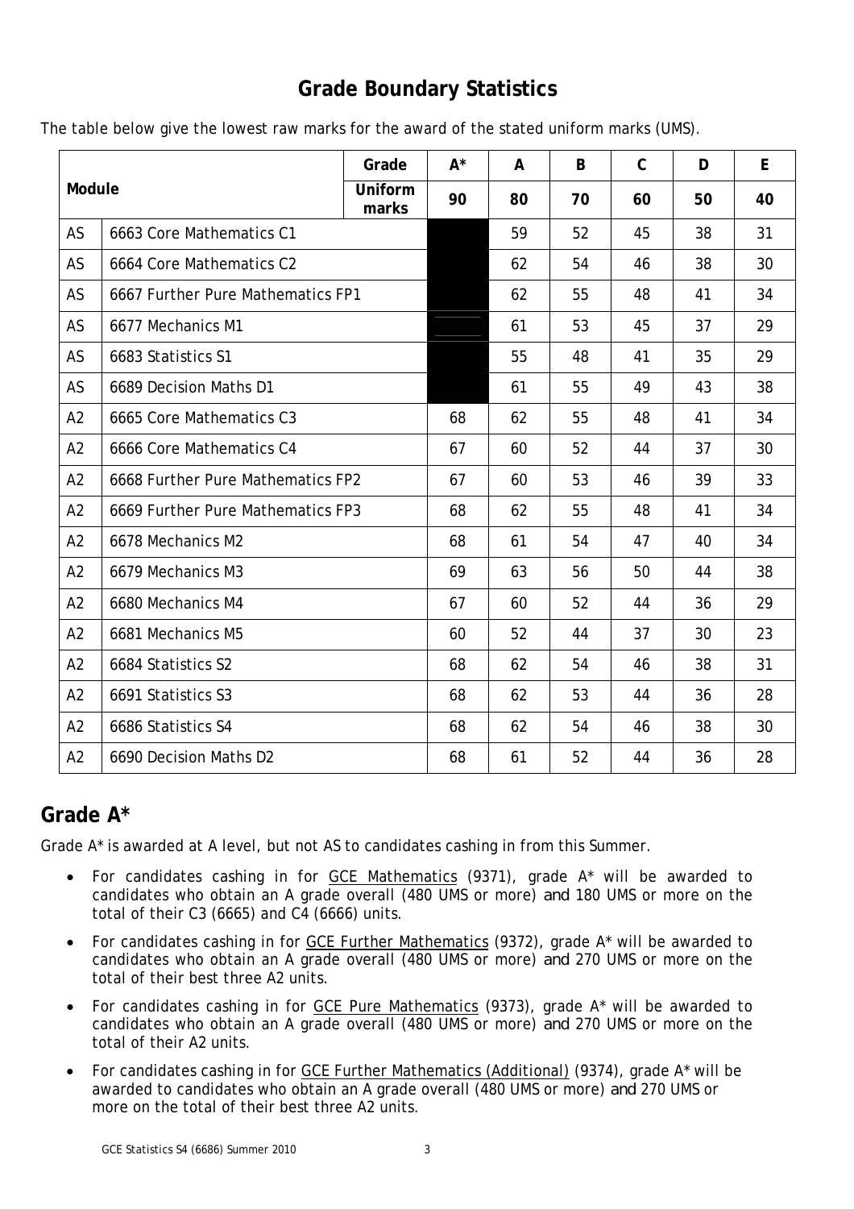# Grade Boundary Statistics

The table below give the lowest raw marks for the award of the stated uniform marks (UMS).

| Module | | Grade | A* | A | B | C | D | E |
|---|---|---|---|---|---|---|---|---|
| | | **Uniform marks** | **90** | **80** | **70** | **60** | **50** | **40** |
| AS | 6663 Core Mathematics C1 | | | 59 | 52 | 45 | 38 | 31 |
| AS | 6664 Core Mathematics C2 | | | 62 | 54 | 46 | 38 | 30 |
| AS | 6667 Further Pure Mathematics FP1 | | | 62 | 55 | 48 | 41 | 34 |
| AS | 6677 Mechanics M1 | | | 61 | 53 | 45 | 37 | 29 |
| AS | 6683 Statistics S1 | | | 55 | 48 | 41 | 35 | 29 |
| AS | 6689 Decision Maths D1 | | | 61 | 55 | 49 | 43 | 38 |
| A2 | 6665 Core Mathematics C3 | | 68 | 62 | 55 | 48 | 41 | 34 |
| A2 | 6666 Core Mathematics C4 | | 67 | 60 | 52 | 44 | 37 | 30 |
| A2 | 6668 Further Pure Mathematics FP2 | | 67 | 60 | 53 | 46 | 39 | 33 |
| A2 | 6669 Further Pure Mathematics FP3 | | 68 | 62 | 55 | 48 | 41 | 34 |
| A2 | 6678 Mechanics M2 | | 68 | 61 | 54 | 47 | 40 | 34 |
| A2 | 6679 Mechanics M3 | | 69 | 63 | 56 | 50 | 44 | 38 |
| A2 | 6680 Mechanics M4 | | 67 | 60 | 52 | 44 | 36 | 29 |
| A2 | 6681 Mechanics M5 | | 60 | 52 | 44 | 37 | 30 | 23 |
| A2 | 6684 Statistics S2 | | 68 | 62 | 54 | 46 | 38 | 31 |
| A2 | 6691 Statistics S3 | | 68 | 62 | 53 | 44 | 36 | 28 |
| A2 | 6686 Statistics S4 | | 68 | 62 | 54 | 46 | 38 | 30 |
| A2 | 6690 Decision Maths D2 | | 68 | 61 | 52 | 44 | 36 | 28 |

## Grade A*

Grade A* is awarded at A level, but not AS to candidates cashing in from this Summer.

- For candidates cashing in for GCE Mathematics (9371), grade A* will be awarded to candidates who obtain an A grade overall (480 UMS or more) and 180 UMS or more on the total of their C3 (6665) and C4 (6666) units.
- For candidates cashing in for GCE Further Mathematics (9372), grade A* will be awarded to candidates who obtain an A grade overall (480 UMS or more) and 270 UMS or more on the total of their best three A2 units.
- For candidates cashing in for GCE Pure Mathematics (9373), grade A* will be awarded to candidates who obtain an A grade overall (480 UMS or more) and 270 UMS or more on the total of their A2 units.
- For candidates cashing in for GCE Further Mathematics (Additional) (9374), grade A* will be awarded to candidates who obtain an A grade overall (480 UMS or more) and 270 UMS or more on the total of their best three A2 units.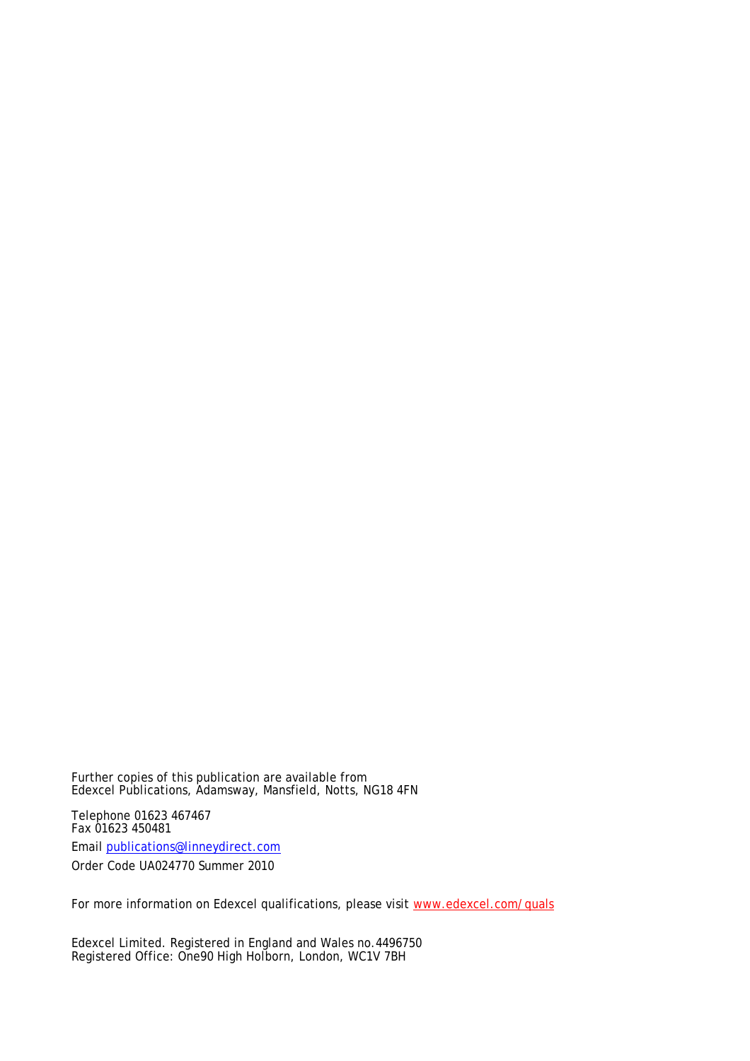Further copies of this publication are available from
Edexcel Publications, Adamsway, Mansfield, Notts, NG18 4FN

Telephone 01623 467467
Fax 01623 450481

Email publications@linneydirect.com

Order Code UA024770 Summer 2010

For more information on Edexcel qualifications, please visit www.edexcel.com/quals

Edexcel Limited. Registered in England and Wales no.4496750
Registered Office: One90 High Holborn, London, WC1V 7BH